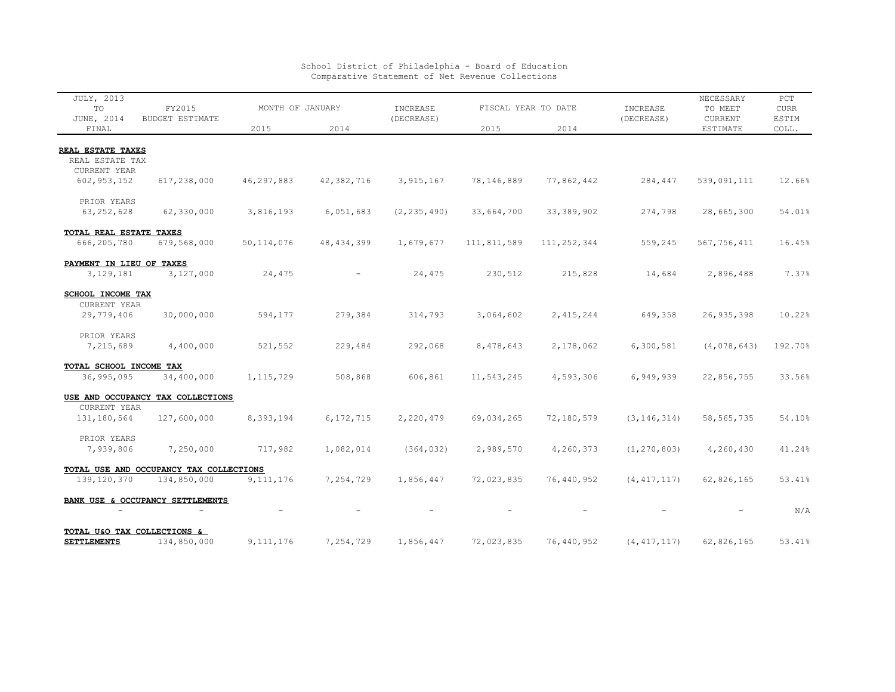School District of Philadelphia - Board of Education
Comparative Statement of Net Revenue Collections

| JULY, 2013 TO JUNE, 2014 FINAL | FY2015 BUDGET ESTIMATE | MONTH OF JANUARY 2015 | MONTH OF JANUARY 2014 | INCREASE (DECREASE) | FISCAL YEAR TO DATE 2015 | FISCAL YEAR TO DATE 2014 | INCREASE (DECREASE) | NECESSARY TO MEET CURRENT ESTIMATE | PCT CURR ESTIM COLL. |
|---|---|---|---|---|---|---|---|---|---|
| **REAL ESTATE TAXES** | | | | | | | | | |
| REAL ESTATE TAX CURRENT YEAR | | | | | | | | | |
| 602,953,152 | 617,238,000 | 46,297,883 | 42,382,716 | 3,915,167 | 78,146,889 | 77,862,442 | 284,447 | 539,091,111 | 12.66% |
| PRIOR YEARS | | | | | | | | | |
| 63,252,628 | 62,330,000 | 3,816,193 | 6,051,683 | (2,235,490) | 33,664,700 | 33,389,902 | 274,798 | 28,665,300 | 54.01% |
| **TOTAL REAL ESTATE TAXES** | | | | | | | | | |
| 666,205,780 | 679,568,000 | 50,114,076 | 48,434,399 | 1,679,677 | 111,811,589 | 111,252,344 | 559,245 | 567,756,411 | 16.45% |
| **PAYMENT IN LIEU OF TAXES** | | | | | | | | | |
| 3,129,181 | 3,127,000 | 24,475 | - | 24,475 | 230,512 | 215,828 | 14,684 | 2,896,488 | 7.37% |
| **SCHOOL INCOME TAX** | | | | | | | | | |
| CURRENT YEAR | | | | | | | | | |
| 29,779,406 | 30,000,000 | 594,177 | 279,384 | 314,793 | 3,064,602 | 2,415,244 | 649,358 | 26,935,398 | 10.22% |
| PRIOR YEARS | | | | | | | | | |
| 7,215,689 | 4,400,000 | 521,552 | 229,484 | 292,068 | 8,478,643 | 2,178,062 | 6,300,581 | (4,078,643) | 192.70% |
| **TOTAL SCHOOL INCOME TAX** | | | | | | | | | |
| 36,995,095 | 34,400,000 | 1,115,729 | 508,868 | 606,861 | 11,543,245 | 4,593,306 | 6,949,939 | 22,856,755 | 33.56% |
| **USE AND OCCUPANCY TAX COLLECTIONS** | | | | | | | | | |
| CURRENT YEAR | | | | | | | | | |
| 131,180,564 | 127,600,000 | 8,393,194 | 6,172,715 | 2,220,479 | 69,034,265 | 72,180,579 | (3,146,314) | 58,565,735 | 54.10% |
| PRIOR YEARS | | | | | | | | | |
| 7,939,806 | 7,250,000 | 717,982 | 1,082,014 | (364,032) | 2,989,570 | 4,260,373 | (1,270,803) | 4,260,430 | 41.24% |
| **TOTAL USE AND OCCUPANCY TAX COLLECTIONS** | | | | | | | | | |
| 139,120,370 | 134,850,000 | 9,111,176 | 7,254,729 | 1,856,447 | 72,023,835 | 76,440,952 | (4,417,117) | 62,826,165 | 53.41% |
| **BANK USE & OCCUPANCY SETTLEMENTS** | | | | | | | | | |
| - | - | - | - | - | - | - | - | - | N/A |
| **TOTAL U&O TAX COLLECTIONS & SETTLEMENTS** | 134,850,000 | 9,111,176 | 7,254,729 | 1,856,447 | 72,023,835 | 76,440,952 | (4,417,117) | 62,826,165 | 53.41% |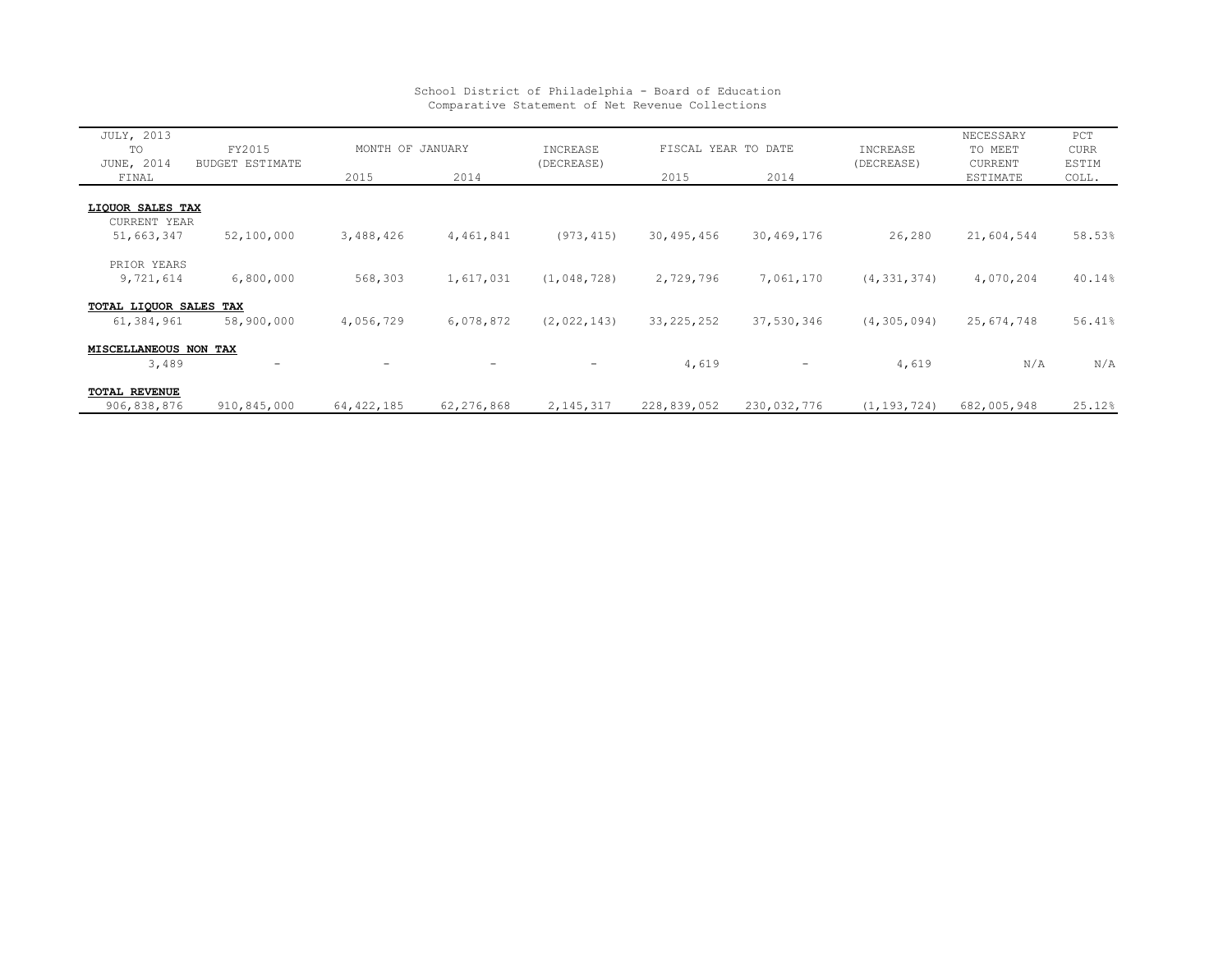School District of Philadelphia - Board of Education
Comparative Statement of Net Revenue Collections

| JULY, 2013 TO JUNE, 2014 FINAL | FY2015 BUDGET ESTIMATE | MONTH OF JANUARY 2015 | MONTH OF JANUARY 2014 | INCREASE (DECREASE) | FISCAL YEAR TO DATE 2015 | FISCAL YEAR TO DATE 2014 | INCREASE (DECREASE) | NECESSARY TO MEET CURRENT ESTIMATE | PCT CURR ESTIM COLL. |
|---|---|---|---|---|---|---|---|---|---|
| **LIQUOR SALES TAX** | | | | | | | | | |
| CURRENT YEAR | | | | | | | | | |
| 51,663,347 | 52,100,000 | 3,488,426 | 4,461,841 | (973,415) | 30,495,456 | 30,469,176 | 26,280 | 21,604,544 | 58.53% |
| PRIOR YEARS | | | | | | | | | |
| 9,721,614 | 6,800,000 | 568,303 | 1,617,031 | (1,048,728) | 2,729,796 | 7,061,170 | (4,331,374) | 4,070,204 | 40.14% |
| **TOTAL LIQUOR SALES TAX** | | | | | | | | | |
| 61,384,961 | 58,900,000 | 4,056,729 | 6,078,872 | (2,022,143) | 33,225,252 | 37,530,346 | (4,305,094) | 25,674,748 | 56.41% |
| **MISCELLANEOUS NON TAX** | | | | | | | | | |
| 3,489 | - | - | - | - | 4,619 | - | 4,619 | N/A | N/A |
| **TOTAL REVENUE** | | | | | | | | | |
| 906,838,876 | 910,845,000 | 64,422,185 | 62,276,868 | 2,145,317 | 228,839,052 | 230,032,776 | (1,193,724) | 682,005,948 | 25.12% |